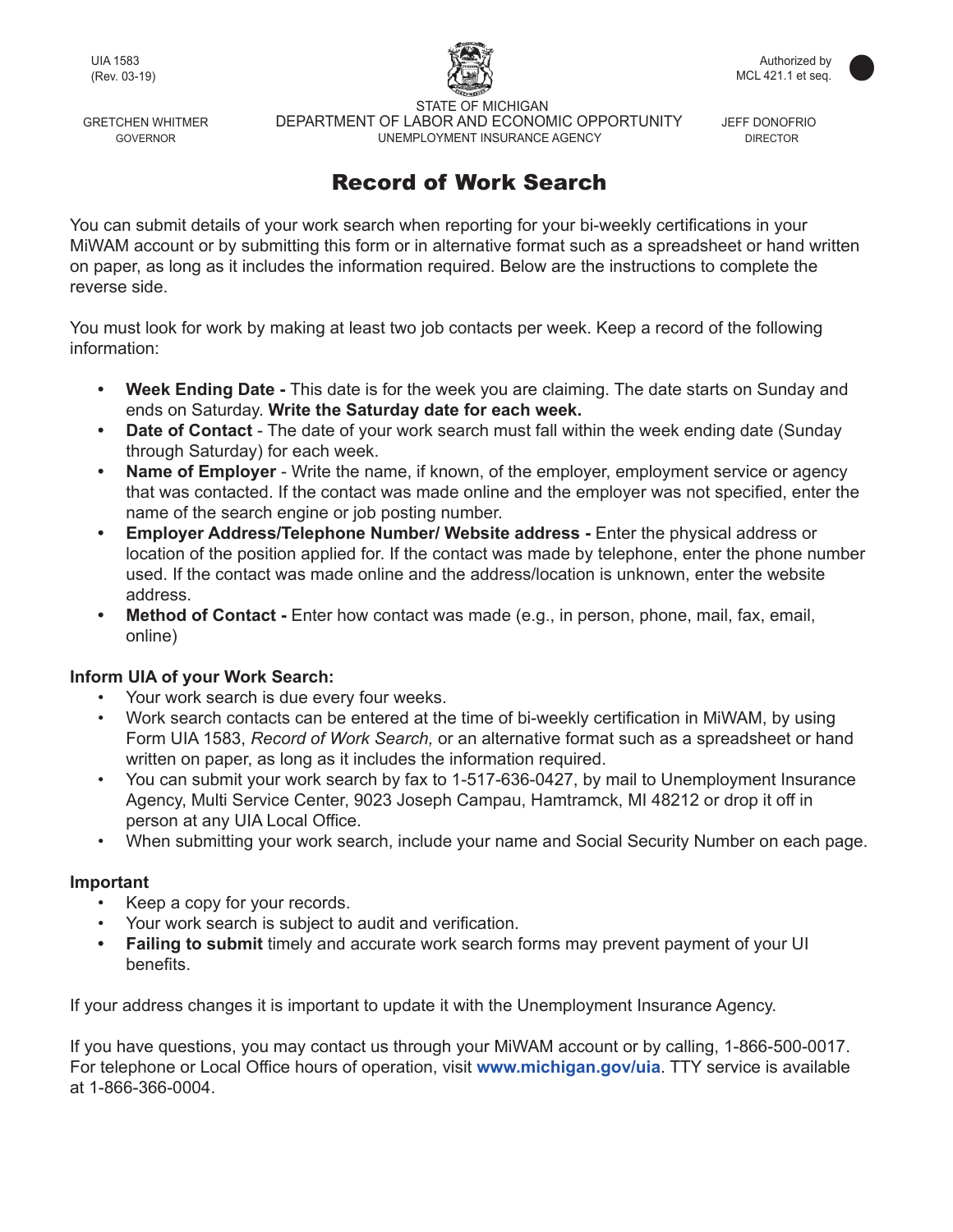UIA 1583
(Rev. 03-19)

Authorized by
MCL 421.1 et seq.

GRETCHEN WHITMER
GOVERNOR

STATE OF MICHIGAN
DEPARTMENT OF LABOR AND ECONOMIC OPPORTUNITY
UNEMPLOYMENT INSURANCE AGENCY

JEFF DONOFRIO
DIRECTOR

# Record of Work Search

You can submit details of your work search when reporting for your bi-weekly certifications in your MiWAM account or by submitting this form or in alternative format such as a spreadsheet or hand written on paper, as long as it includes the information required. Below are the instructions to complete the reverse side.

You must look for work by making at least two job contacts per week. Keep a record of the following information:

- **Week Ending Date -** This date is for the week you are claiming. The date starts on Sunday and ends on Saturday. **Write the Saturday date for each week.**
- **Date of Contact** - The date of your work search must fall within the week ending date (Sunday through Saturday) for each week.
- **Name of Employer** - Write the name, if known, of the employer, employment service or agency that was contacted. If the contact was made online and the employer was not specified, enter the name of the search engine or job posting number.
- **Employer Address/Telephone Number/ Website address -** Enter the physical address or location of the position applied for. If the contact was made by telephone, enter the phone number used. If the contact was made online and the address/location is unknown, enter the website address.
- **Method of Contact -** Enter how contact was made (e.g., in person, phone, mail, fax, email, online)

**Inform UIA of your Work Search:**

- Your work search is due every four weeks.
- Work search contacts can be entered at the time of bi-weekly certification in MiWAM, by using Form UIA 1583, *Record of Work Search,* or an alternative format such as a spreadsheet or hand written on paper, as long as it includes the information required.
- You can submit your work search by fax to 1-517-636-0427, by mail to Unemployment Insurance Agency, Multi Service Center, 9023 Joseph Campau, Hamtramck, MI 48212 or drop it off in person at any UIA Local Office.
- When submitting your work search, include your name and Social Security Number on each page.

**Important**

- Keep a copy for your records.
- Your work search is subject to audit and verification.
- **Failing to submit** timely and accurate work search forms may prevent payment of your UI benefits.

If your address changes it is important to update it with the Unemployment Insurance Agency.

If you have questions, you may contact us through your MiWAM account or by calling, 1-866-500-0017. For telephone or Local Office hours of operation, visit **www.michigan.gov/uia**. TTY service is available at 1-866-366-0004.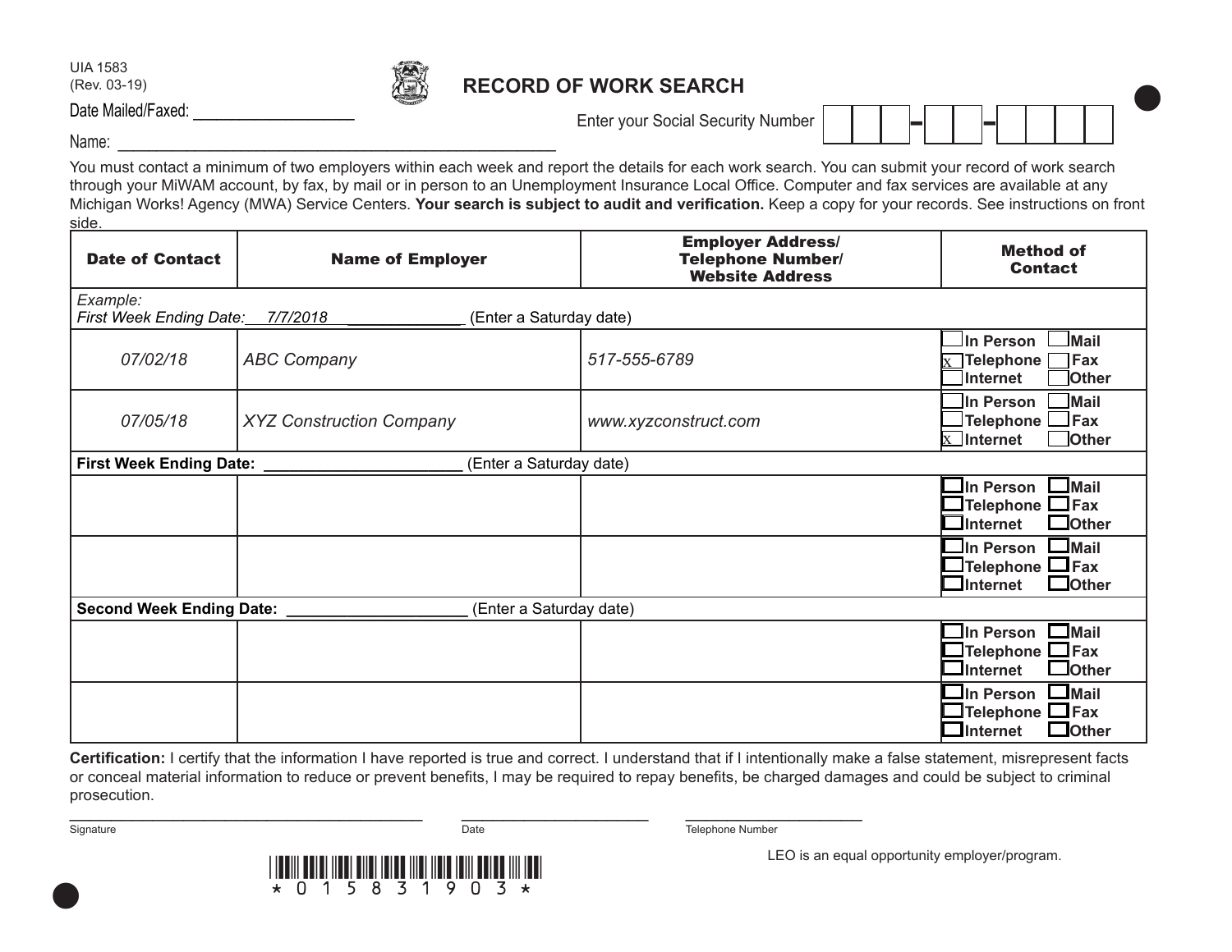UIA 1583
(Rev. 03-19)

# RECORD OF WORK SEARCH

Date Mailed/Faxed: ____________________

Enter your Social Security Number [ ][ ][ ] – [ ][ ] – [ ][ ][ ][ ]

Name: ______________________________________________________

You must contact a minimum of two employers within each week and report the details for each work search. You can submit your record of work search through your MiWAM account, by fax, by mail or in person to an Unemployment Insurance Local Office. Computer and fax services are available at any Michigan Works! Agency (MWA) Service Centers. **Your search is subject to audit and verification.** Keep a copy for your records. See instructions on front side.

| **Date of Contact** | **Name of Employer** | **Employer Address/ Telephone Number/ Website Address** | **Method of Contact** |
|---|---|---|---|
| *Example:* *First Week Ending Date: 7/7/2018* (Enter a Saturday date) | | | |
| *07/02/18* | *ABC Company* | *517-555-6789* | ☐ In Person ☐ Mail ☒ Telephone ☐ Fax ☐ Internet ☐ Other |
| *07/05/18* | *XYZ Construction Company* | *www.xyzconstruct.com* | ☐ In Person ☐ Mail ☐ Telephone ☐ Fax ☒ Internet ☐ Other |
| **First Week Ending Date:** ______________________ (Enter a Saturday date) | | | |
| | | | ☐ In Person ☐ Mail ☐ Telephone ☐ Fax ☐ Internet ☐ Other |
| | | | ☐ In Person ☐ Mail ☐ Telephone ☐ Fax ☐ Internet ☐ Other |
| **Second Week Ending Date:** ____________________ (Enter a Saturday date) | | | |
| | | | ☐ In Person ☐ Mail ☐ Telephone ☐ Fax ☐ Internet ☐ Other |
| | | | ☐ In Person ☐ Mail ☐ Telephone ☐ Fax ☐ Internet ☐ Other |

**Certification:** I certify that the information I have reported is true and correct. I understand that if I intentionally make a false statement, misrepresent facts or conceal material information to reduce or prevent benefits, I may be required to repay benefits, be charged damages and could be subject to criminal prosecution.

________________________________________ Signature

______________________ Date

______________________ Telephone Number

\*015831903\*

LEO is an equal opportunity employer/program.